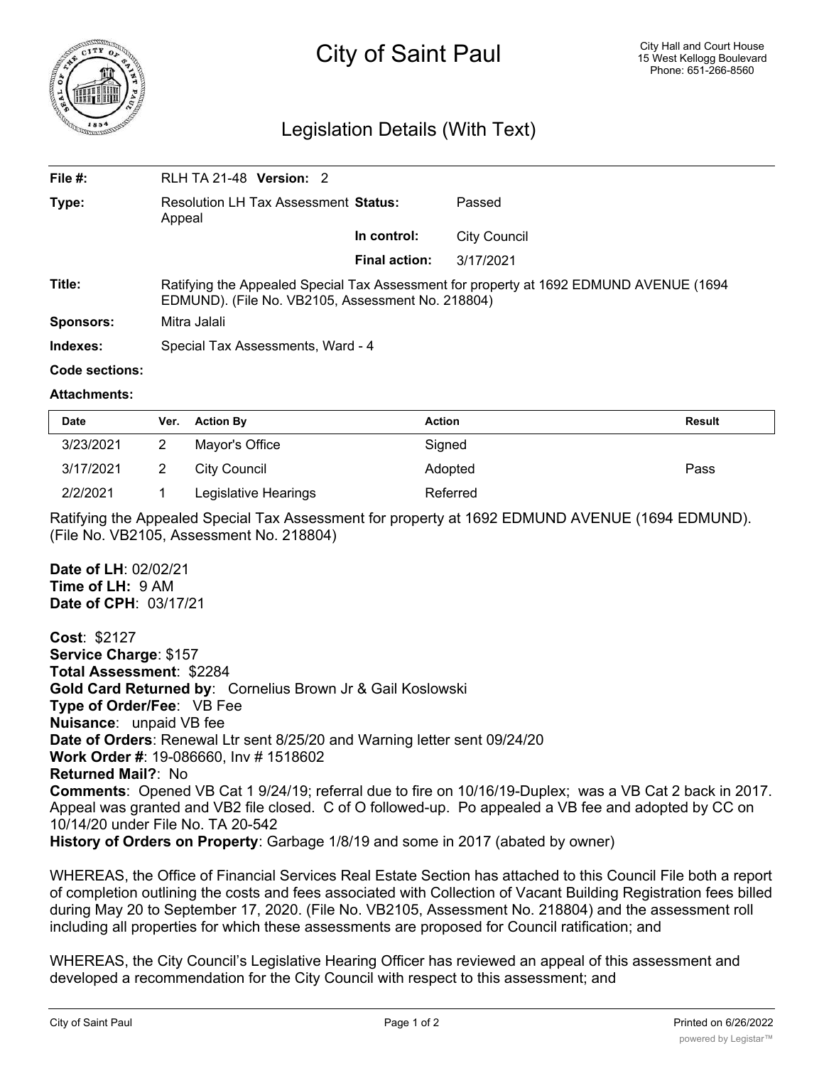# City of Saint Paul

City Hall and Court House
15 West Kellogg Boulevard
Phone: 651-266-8560

## Legislation Details (With Text)

| | | | |
|---|---|---|---|
| **File #:** | RLH TA 21-48 **Version:** 2 | | |
| **Type:** | Resolution LH Tax Assessment Appeal | **Status:** | Passed |
| | | **In control:** | City Council |
| | | **Final action:** | 3/17/2021 |
| **Title:** | Ratifying the Appealed Special Tax Assessment for property at 1692 EDMUND AVENUE (1694 EDMUND). (File No. VB2105, Assessment No. 218804) | | |
| **Sponsors:** | Mitra Jalali | | |
| **Indexes:** | Special Tax Assessments, Ward - 4 | | |
| **Code sections:** | | | |
| **Attachments:** | | | |

| Date | Ver. | Action By | Action | Result |
|---|---|---|---|---|
| 3/23/2021 | 2 | Mayor's Office | Signed | |
| 3/17/2021 | 2 | City Council | Adopted | Pass |
| 2/2/2021 | 1 | Legislative Hearings | Referred | |

Ratifying the Appealed Special Tax Assessment for property at 1692 EDMUND AVENUE (1694 EDMUND). (File No. VB2105, Assessment No. 218804)

**Date of LH**: 02/02/21
**Time of LH:** 9 AM
**Date of CPH**: 03/17/21

**Cost**: $2127
**Service Charge**: $157
**Total Assessment**: $2284
**Gold Card Returned by**: Cornelius Brown Jr & Gail Koslowski
**Type of Order/Fee**: VB Fee
**Nuisance**: unpaid VB fee
**Date of Orders**: Renewal Ltr sent 8/25/20 and Warning letter sent 09/24/20
**Work Order #**: 19-086660, Inv # 1518602
**Returned Mail?**: No
**Comments**: Opened VB Cat 1 9/24/19; referral due to fire on 10/16/19-Duplex; was a VB Cat 2 back in 2017. Appeal was granted and VB2 file closed. C of O followed-up. Po appealed a VB fee and adopted by CC on 10/14/20 under File No. TA 20-542
**History of Orders on Property**: Garbage 1/8/19 and some in 2017 (abated by owner)

WHEREAS, the Office of Financial Services Real Estate Section has attached to this Council File both a report of completion outlining the costs and fees associated with Collection of Vacant Building Registration fees billed during May 20 to September 17, 2020. (File No. VB2105, Assessment No. 218804) and the assessment roll including all properties for which these assessments are proposed for Council ratification; and

WHEREAS, the City Council's Legislative Hearing Officer has reviewed an appeal of this assessment and developed a recommendation for the City Council with respect to this assessment; and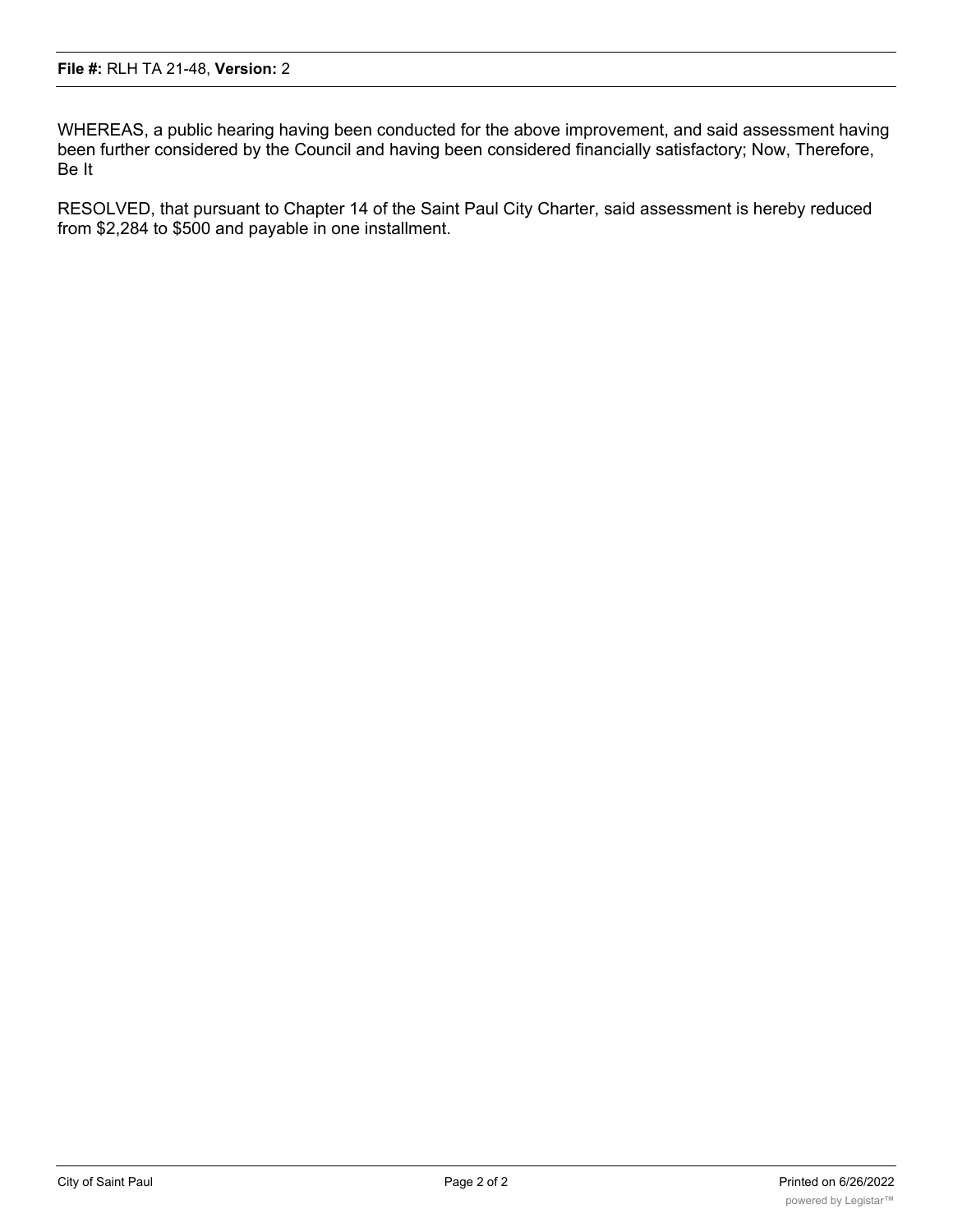WHEREAS, a public hearing having been conducted for the above improvement, and said assessment having been further considered by the Council and having been considered financially satisfactory; Now, Therefore, Be It

RESOLVED, that pursuant to Chapter 14 of the Saint Paul City Charter, said assessment is hereby reduced from $2,284 to $500 and payable in one installment.